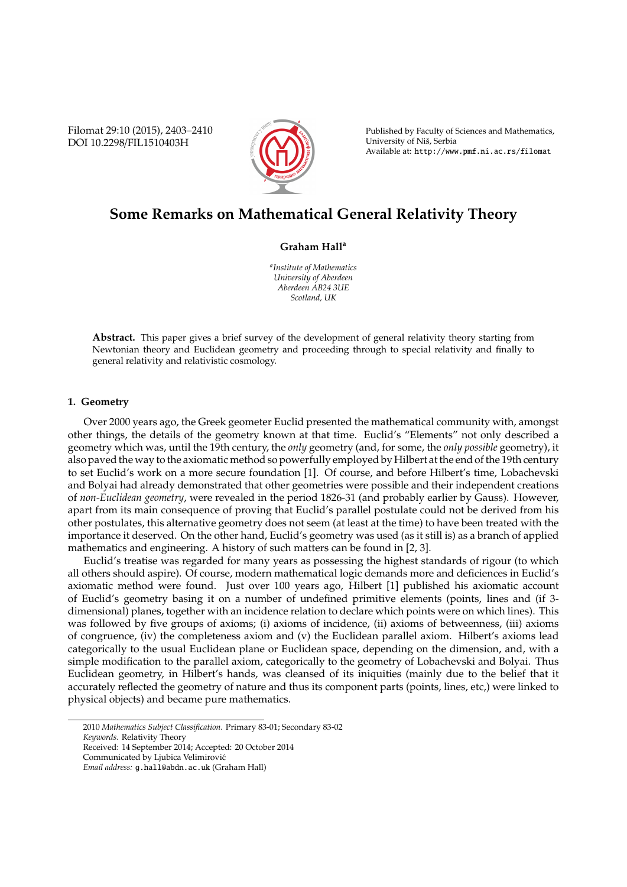# Some Remarks on Mathematical General Relativity Theory

**Graham Hall**[a]

[a] *Institute of Mathematics*
*University of Aberdeen*
*Aberdeen AB24 3UE*
*Scotland, UK*

**Abstract.** This paper gives a brief survey of the development of general relativity theory starting from Newtonian theory and Euclidean geometry and proceeding through to special relativity and finally to general relativity and relativistic cosmology.

## 1. Geometry

Over 2000 years ago, the Greek geometer Euclid presented the mathematical community with, amongst other things, the details of the geometry known at that time. Euclid's "Elements" not only described a geometry which was, until the 19th century, the *only* geometry (and, for some, the *only possible* geometry), it also paved the way to the axiomatic method so powerfully employed by Hilbert at the end of the 19th century to set Euclid's work on a more secure foundation [1]. Of course, and before Hilbert's time, Lobachevski and Bolyai had already demonstrated that other geometries were possible and their independent creations of *non-Euclidean geometry*, were revealed in the period 1826-31 (and probably earlier by Gauss). However, apart from its main consequence of proving that Euclid's parallel postulate could not be derived from his other postulates, this alternative geometry does not seem (at least at the time) to have been treated with the importance it deserved. On the other hand, Euclid's geometry was used (as it still is) as a branch of applied mathematics and engineering. A history of such matters can be found in [2, 3].

Euclid's treatise was regarded for many years as possessing the highest standards of rigour (to which all others should aspire). Of course, modern mathematical logic demands more and deficiences in Euclid's axiomatic method were found. Just over 100 years ago, Hilbert [1] published his axiomatic account of Euclid's geometry basing it on a number of undefined primitive elements (points, lines and (if 3-dimensional) planes, together with an incidence relation to declare which points were on which lines). This was followed by five groups of axioms; (i) axioms of incidence, (ii) axioms of betweenness, (iii) axioms of congruence, (iv) the completeness axiom and (v) the Euclidean parallel axiom. Hilbert's axioms lead categorically to the usual Euclidean plane or Euclidean space, depending on the dimension, and, with a simple modification to the parallel axiom, categorically to the geometry of Lobachevski and Bolyai. Thus Euclidean geometry, in Hilbert's hands, was cleansed of its iniquities (mainly due to the belief that it accurately reflected the geometry of nature and thus its component parts (points, lines, etc,) were linked to physical objects) and became pure mathematics.

2010 *Mathematics Subject Classification.* Primary 83-01; Secondary 83-02
*Keywords.* Relativity Theory
Received: 14 September 2014; Accepted: 20 October 2014
Communicated by Ljubica Velimirović
*Email address:* g.hall@abdn.ac.uk (Graham Hall)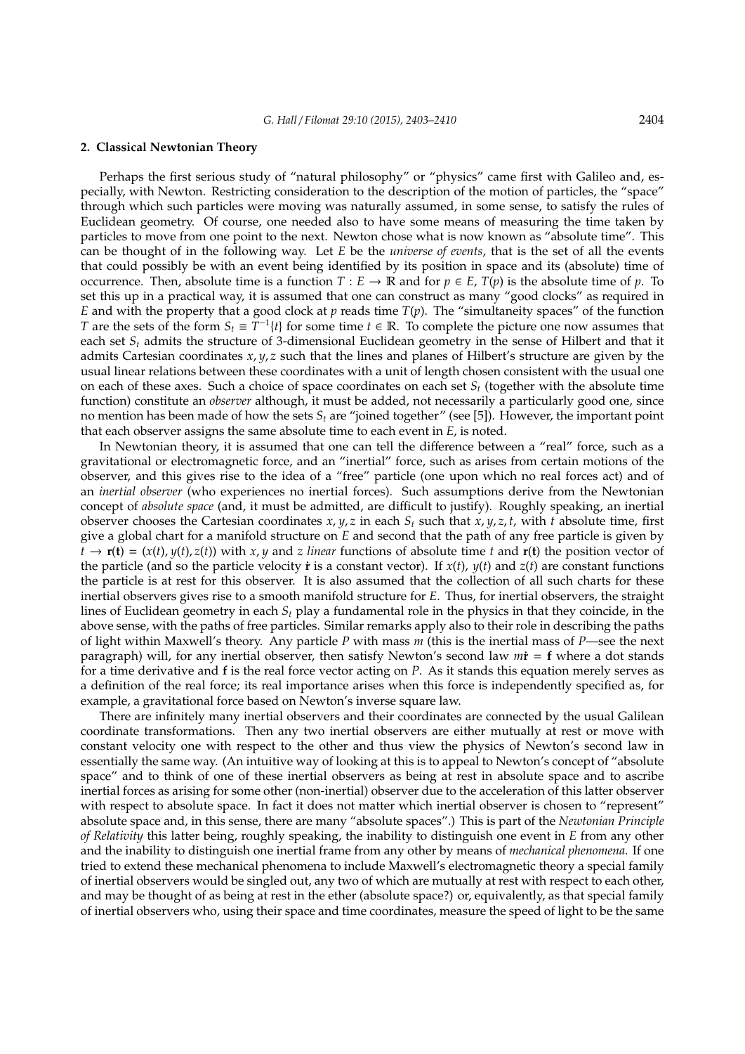## 2. Classical Newtonian Theory

Perhaps the first serious study of "natural philosophy" or "physics" came first with Galileo and, especially, with Newton. Restricting consideration to the description of the motion of particles, the "space" through which such particles were moving was naturally assumed, in some sense, to satisfy the rules of Euclidean geometry. Of course, one needed also to have some means of measuring the time taken by particles to move from one point to the next. Newton chose what is now known as "absolute time". This can be thought of in the following way. Let $E$ be the *universe of events*, that is the set of all the events that could possibly be with an event being identified by its position in space and its (absolute) time of occurrence. Then, absolute time is a function $T : E \to \mathbb{R}$ and for $p \in E$, $T(p)$ is the absolute time of $p$. To set this up in a practical way, it is assumed that one can construct as many "good clocks" as required in $E$ and with the property that a good clock at $p$ reads time $T(p)$. The "simultaneity spaces" of the function $T$ are the sets of the form $S_t \equiv T^{-1}\{t\}$ for some time $t \in \mathbb{R}$. To complete the picture one now assumes that each set $S_t$ admits the structure of 3-dimensional Euclidean geometry in the sense of Hilbert and that it admits Cartesian coordinates $x, y, z$ such that the lines and planes of Hilbert's structure are given by the usual linear relations between these coordinates with a unit of length chosen consistent with the usual one on each of these axes. Such a choice of space coordinates on each set $S_t$ (together with the absolute time function) constitute an *observer* although, it must be added, not necessarily a particularly good one, since no mention has been made of how the sets $S_t$ are "joined together" (see [5]). However, the important point that each observer assigns the same absolute time to each event in $E$, is noted.

In Newtonian theory, it is assumed that one can tell the difference between a "real" force, such as a gravitational or electromagnetic force, and an "inertial" force, such as arises from certain motions of the observer, and this gives rise to the idea of a "free" particle (one upon which no real forces act) and of an *inertial observer* (who experiences no inertial forces). Such assumptions derive from the Newtonian concept of *absolute space* (and, it must be admitted, are difficult to justify). Roughly speaking, an inertial observer chooses the Cartesian coordinates $x, y, z$ in each $S_t$ such that $x, y, z, t$, with $t$ absolute time, first give a global chart for a manifold structure on $E$ and second that the path of any free particle is given by $t \to \mathbf{r}(\mathbf{t}) = (x(t), y(t), z(t))$ with $x$, $y$ and $z$ *linear* functions of absolute time $t$ and $\mathbf{r}(\mathbf{t})$ the position vector of the particle (and so the particle velocity $\dot{\mathbf{r}}$ is a constant vector). If $x(t)$, $y(t)$ and $z(t)$ are constant functions the particle is at rest for this observer. It is also assumed that the collection of all such charts for these inertial observers gives rise to a smooth manifold structure for $E$. Thus, for inertial observers, the straight lines of Euclidean geometry in each $S_t$ play a fundamental role in the physics in that they coincide, in the above sense, with the paths of free particles. Similar remarks apply also to their role in describing the paths of light within Maxwell's theory. Any particle $P$ with mass $m$ (this is the inertial mass of $P$—see the next paragraph) will, for any inertial observer, then satisfy Newton's second law $m\ddot{\mathbf{r}} = \mathbf{f}$ where a dot stands for a time derivative and $\mathbf{f}$ is the real force vector acting on $P$. As it stands this equation merely serves as a definition of the real force; its real importance arises when this force is independently specified as, for example, a gravitational force based on Newton's inverse square law.

There are infinitely many inertial observers and their coordinates are connected by the usual Galilean coordinate transformations. Then any two inertial observers are either mutually at rest or move with constant velocity one with respect to the other and thus view the physics of Newton's second law in essentially the same way. (An intuitive way of looking at this is to appeal to Newton's concept of "absolute space" and to think of one of these inertial observers as being at rest in absolute space and to ascribe inertial forces as arising for some other (non-inertial) observer due to the acceleration of this latter observer with respect to absolute space. In fact it does not matter which inertial observer is chosen to "represent" absolute space and, in this sense, there are many "absolute spaces".) This is part of the *Newtonian Principle of Relativity* this latter being, roughly speaking, the inability to distinguish one event in $E$ from any other and the inability to distinguish one inertial frame from any other by means of *mechanical phenomena*. If one tried to extend these mechanical phenomena to include Maxwell's electromagnetic theory a special family of inertial observers would be singled out, any two of which are mutually at rest with respect to each other, and may be thought of as being at rest in the ether (absolute space?) or, equivalently, as that special family of inertial observers who, using their space and time coordinates, measure the speed of light to be the same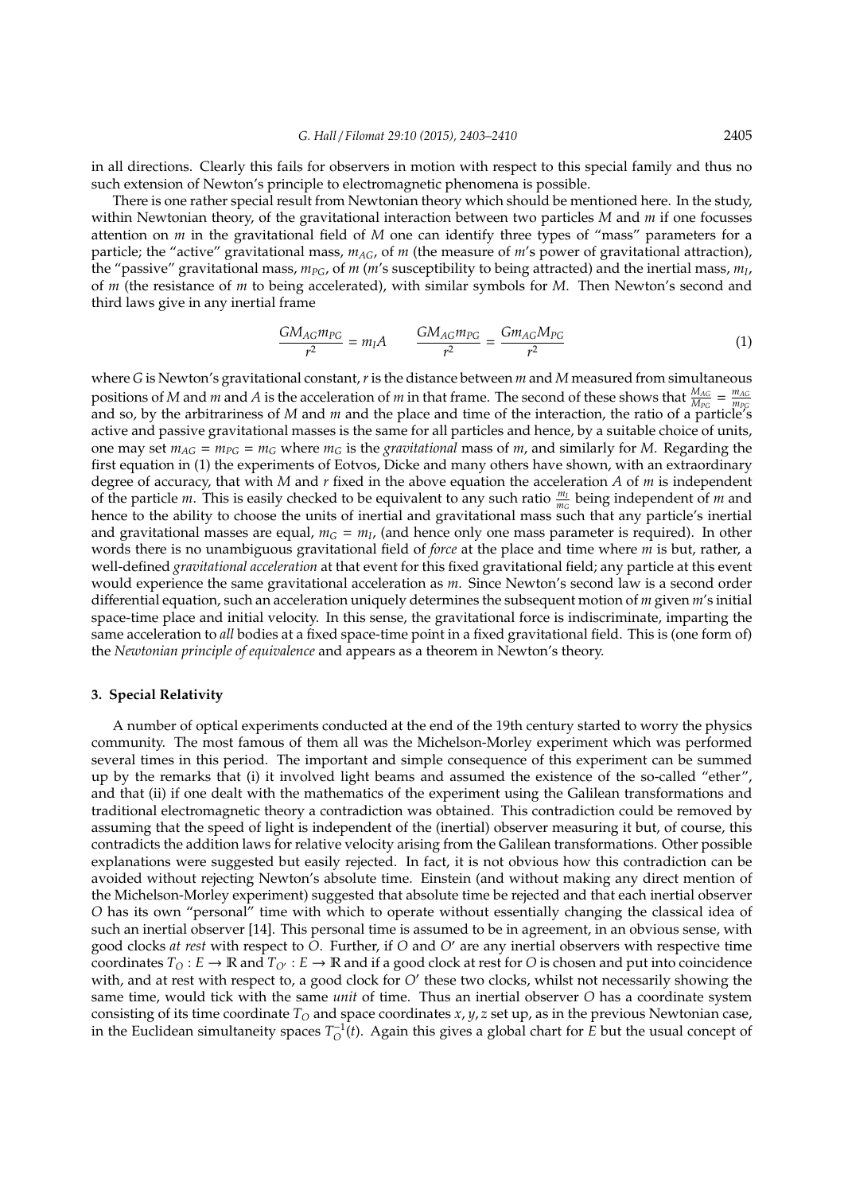in all directions. Clearly this fails for observers in motion with respect to this special family and thus no such extension of Newton's principle to electromagnetic phenomena is possible.

There is one rather special result from Newtonian theory which should be mentioned here. In the study, within Newtonian theory, of the gravitational interaction between two particles $M$ and $m$ if one focusses attention on $m$ in the gravitational field of $M$ one can identify three types of "mass" parameters for a particle; the "active" gravitational mass, $m_{AG}$, of $m$ (the measure of $m$'s power of gravitational attraction), the "passive" gravitational mass, $m_{PG}$, of $m$ ($m$'s susceptibility to being attracted) and the inertial mass, $m_I$, of $m$ (the resistance of $m$ to being accelerated), with similar symbols for $M$. Then Newton's second and third laws give in any inertial frame

$$\frac{GM_{AG}m_{PG}}{r^2} = m_I A \qquad \frac{GM_{AG}m_{PG}}{r^2} = \frac{Gm_{AG}M_{PG}}{r^2} \tag{1}$$

where $G$ is Newton's gravitational constant, $r$ is the distance between $m$ and $M$ measured from simultaneous positions of $M$ and $m$ and $A$ is the acceleration of $m$ in that frame. The second of these shows that $\frac{M_{AG}}{M_{PG}} = \frac{m_{AG}}{m_{PG}}$ and so, by the arbitrariness of $M$ and $m$ and the place and time of the interaction, the ratio of a particle's active and passive gravitational masses is the same for all particles and hence, by a suitable choice of units, one may set $m_{AG} = m_{PG} = m_G$ where $m_G$ is the *gravitational* mass of $m$, and similarly for $M$. Regarding the first equation in (1) the experiments of Eotvos, Dicke and many others have shown, with an extraordinary degree of accuracy, that with $M$ and $r$ fixed in the above equation the acceleration $A$ of $m$ is independent of the particle $m$. This is easily checked to be equivalent to any such ratio $\frac{m_I}{m_G}$ being independent of $m$ and hence to the ability to choose the units of inertial and gravitational mass such that any particle's inertial and gravitational masses are equal, $m_G = m_I$, (and hence only one mass parameter is required). In other words there is no unambiguous gravitational field of *force* at the place and time where $m$ is but, rather, a well-defined *gravitational acceleration* at that event for this fixed gravitational field; any particle at this event would experience the same gravitational acceleration as $m$. Since Newton's second law is a second order differential equation, such an acceleration uniquely determines the subsequent motion of $m$ given $m$'s initial space-time place and initial velocity. In this sense, the gravitational force is indiscriminate, imparting the same acceleration to *all* bodies at a fixed space-time point in a fixed gravitational field. This is (one form of) the *Newtonian principle of equivalence* and appears as a theorem in Newton's theory.

## 3. Special Relativity

A number of optical experiments conducted at the end of the 19th century started to worry the physics community. The most famous of them all was the Michelson-Morley experiment which was performed several times in this period. The important and simple consequence of this experiment can be summed up by the remarks that (i) it involved light beams and assumed the existence of the so-called "ether", and that (ii) if one dealt with the mathematics of the experiment using the Galilean transformations and traditional electromagnetic theory a contradiction was obtained. This contradiction could be removed by assuming that the speed of light is independent of the (inertial) observer measuring it but, of course, this contradicts the addition laws for relative velocity arising from the Galilean transformations. Other possible explanations were suggested but easily rejected. In fact, it is not obvious how this contradiction can be avoided without rejecting Newton's absolute time. Einstein (and without making any direct mention of the Michelson-Morley experiment) suggested that absolute time be rejected and that each inertial observer $O$ has its own "personal" time with which to operate without essentially changing the classical idea of such an inertial observer [14]. This personal time is assumed to be in agreement, in an obvious sense, with good clocks *at rest* with respect to $O$. Further, if $O$ and $O'$ are any inertial observers with respective time coordinates $T_O : E \to \mathbb{R}$ and $T_{O'} : E \to \mathbb{R}$ and if a good clock at rest for $O$ is chosen and put into coincidence with, and at rest with respect to, a good clock for $O'$ these two clocks, whilst not necessarily showing the same time, would tick with the same *unit* of time. Thus an inertial observer $O$ has a coordinate system consisting of its time coordinate $T_O$ and space coordinates $x, y, z$ set up, as in the previous Newtonian case, in the Euclidean simultaneity spaces $T_O^{-1}(t)$. Again this gives a global chart for $E$ but the usual concept of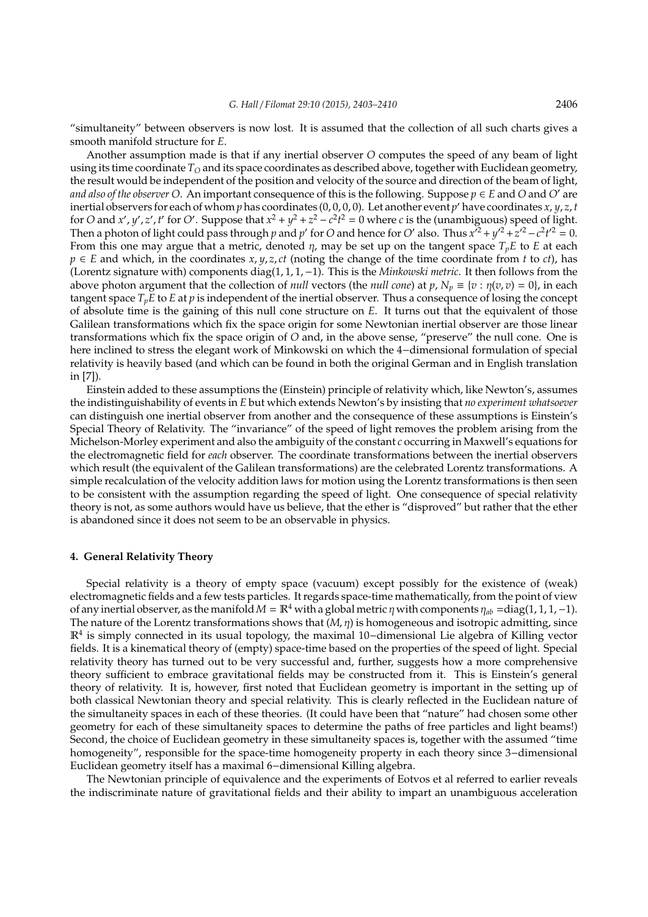"simultaneity" between observers is now lost. It is assumed that the collection of all such charts gives a smooth manifold structure for $E$.

Another assumption made is that if any inertial observer $O$ computes the speed of any beam of light using its time coordinate $T_O$ and its space coordinates as described above, together with Euclidean geometry, the result would be independent of the position and velocity of the source and direction of the beam of light, *and also of the observer O*. An important consequence of this is the following. Suppose $p \in E$ and $O$ and $O'$ are inertial observers for each of whom $p$ has coordinates $(0, 0, 0, 0)$. Let another event $p'$ have coordinates $x, y, z, t$ for $O$ and $x', y', z', t'$ for $O'$. Suppose that $x^2 + y^2 + z^2 - c^2t^2 = 0$ where $c$ is the (unambiguous) speed of light. Then a photon of light could pass through $p$ and $p'$ for $O$ and hence for $O'$ also. Thus $x'^2 + y'^2 + z'^2 - c^2t'^2 = 0$. From this one may argue that a metric, denoted $\eta$, may be set up on the tangent space $T_pE$ to $E$ at each $p \in E$ and which, in the coordinates $x, y, z, ct$ (noting the change of the time coordinate from $t$ to $ct$), has (Lorentz signature with) components diag$(1, 1, 1, -1)$. This is the *Minkowski metric*. It then follows from the above photon argument that the collection of *null* vectors (the *null cone*) at $p$, $N_p \equiv \{v : \eta(v, v) = 0\}$, in each tangent space $T_pE$ to $E$ at $p$ is independent of the inertial observer. Thus a consequence of losing the concept of absolute time is the gaining of this null cone structure on $E$. It turns out that the equivalent of those Galilean transformations which fix the space origin for some Newtonian inertial observer are those linear transformations which fix the space origin of $O$ and, in the above sense, "preserve" the null cone. One is here inclined to stress the elegant work of Minkowski on which the 4−dimensional formulation of special relativity is heavily based (and which can be found in both the original German and in English translation in [7]).

Einstein added to these assumptions the (Einstein) principle of relativity which, like Newton's, assumes the indistinguishability of events in $E$ but which extends Newton's by insisting that *no experiment whatsoever* can distinguish one inertial observer from another and the consequence of these assumptions is Einstein's Special Theory of Relativity. The "invariance" of the speed of light removes the problem arising from the Michelson-Morley experiment and also the ambiguity of the constant $c$ occurring in Maxwell's equations for the electromagnetic field for *each* observer. The coordinate transformations between the inertial observers which result (the equivalent of the Galilean transformations) are the celebrated Lorentz transformations. A simple recalculation of the velocity addition laws for motion using the Lorentz transformations is then seen to be consistent with the assumption regarding the speed of light. One consequence of special relativity theory is not, as some authors would have us believe, that the ether is "disproved" but rather that the ether is abandoned since it does not seem to be an observable in physics.

#### 4. General Relativity Theory

Special relativity is a theory of empty space (vacuum) except possibly for the existence of (weak) electromagnetic fields and a few tests particles. It regards space-time mathematically, from the point of view of any inertial observer, as the manifold $M = \mathbb{R}^4$ with a global metric $\eta$ with components $\eta_{ab}$ =diag$(1, 1, 1, -1)$. The nature of the Lorentz transformations shows that $(M, \eta)$ is homogeneous and isotropic admitting, since $\mathbb{R}^4$ is simply connected in its usual topology, the maximal 10−dimensional Lie algebra of Killing vector fields. It is a kinematical theory of (empty) space-time based on the properties of the speed of light. Special relativity theory has turned out to be very successful and, further, suggests how a more comprehensive theory sufficient to embrace gravitational fields may be constructed from it. This is Einstein's general theory of relativity. It is, however, first noted that Euclidean geometry is important in the setting up of both classical Newtonian theory and special relativity. This is clearly reflected in the Euclidean nature of the simultaneity spaces in each of these theories. (It could have been that "nature" had chosen some other geometry for each of these simultaneity spaces to determine the paths of free particles and light beams!) Second, the choice of Euclidean geometry in these simultaneity spaces is, together with the assumed "time homogeneity", responsible for the space-time homogeneity property in each theory since 3−dimensional Euclidean geometry itself has a maximal 6−dimensional Killing algebra.

The Newtonian principle of equivalence and the experiments of Eotvos et al referred to earlier reveals the indiscriminate nature of gravitational fields and their ability to impart an unambiguous acceleration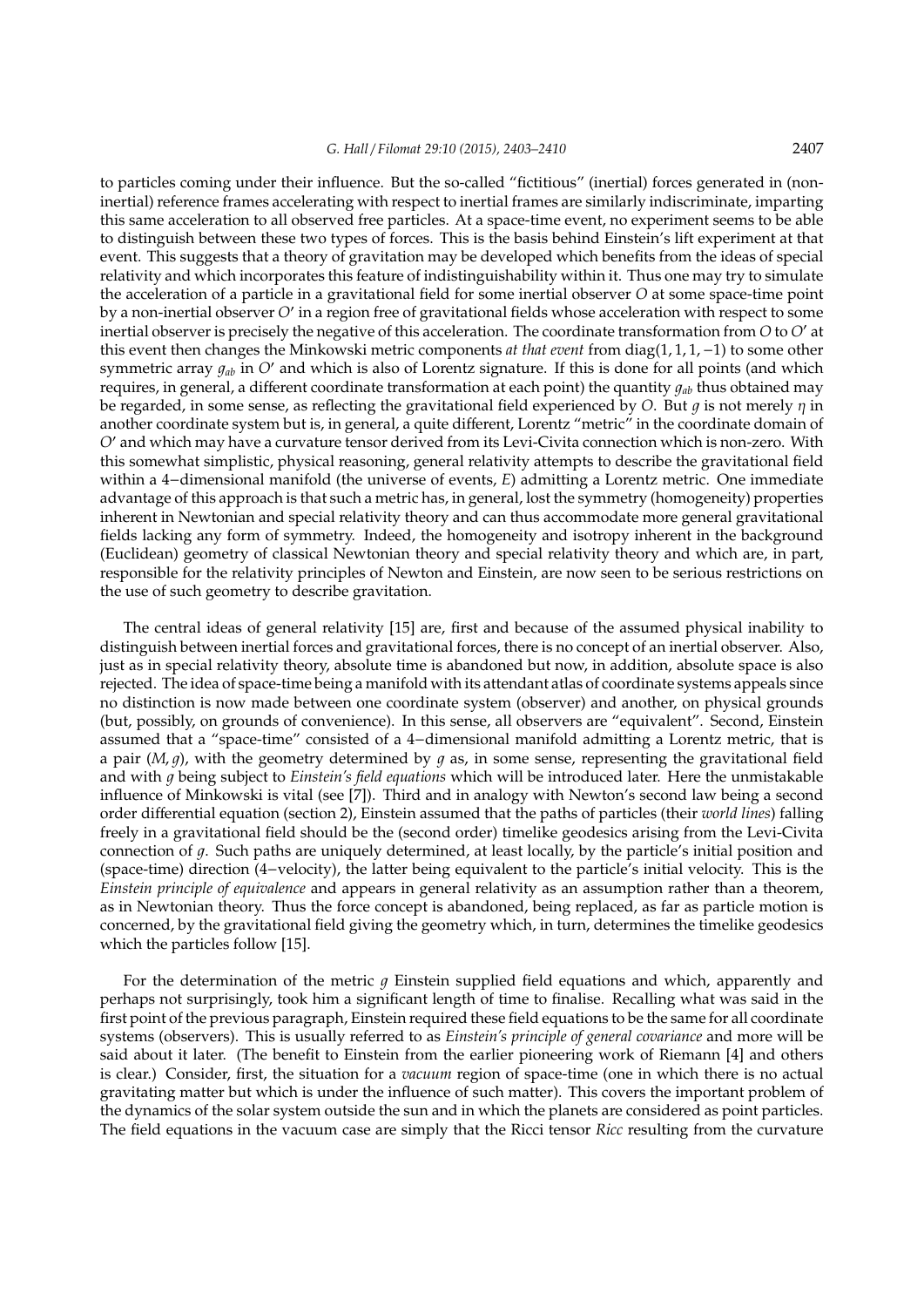to particles coming under their influence. But the so-called "fictitious" (inertial) forces generated in (non-inertial) reference frames accelerating with respect to inertial frames are similarly indiscriminate, imparting this same acceleration to all observed free particles. At a space-time event, no experiment seems to be able to distinguish between these two types of forces. This is the basis behind Einstein's lift experiment at that event. This suggests that a theory of gravitation may be developed which benefits from the ideas of special relativity and which incorporates this feature of indistinguishability within it. Thus one may try to simulate the acceleration of a particle in a gravitational field for some inertial observer $O$ at some space-time point by a non-inertial observer $O'$ in a region free of gravitational fields whose acceleration with respect to some inertial observer is precisely the negative of this acceleration. The coordinate transformation from $O$ to $O'$ at this event then changes the Minkowski metric components *at that event* from $\text{diag}(1, 1, 1, -1)$ to some other symmetric array $g_{ab}$ in $O'$ and which is also of Lorentz signature. If this is done for all points (and which requires, in general, a different coordinate transformation at each point) the quantity $g_{ab}$ thus obtained may be regarded, in some sense, as reflecting the gravitational field experienced by $O$. But $g$ is not merely $\eta$ in another coordinate system but is, in general, a quite different, Lorentz "metric" in the coordinate domain of $O'$ and which may have a curvature tensor derived from its Levi-Civita connection which is non-zero. With this somewhat simplistic, physical reasoning, general relativity attempts to describe the gravitational field within a 4−dimensional manifold (the universe of events, $E$) admitting a Lorentz metric. One immediate advantage of this approach is that such a metric has, in general, lost the symmetry (homogeneity) properties inherent in Newtonian and special relativity theory and can thus accommodate more general gravitational fields lacking any form of symmetry. Indeed, the homogeneity and isotropy inherent in the background (Euclidean) geometry of classical Newtonian theory and special relativity theory and which are, in part, responsible for the relativity principles of Newton and Einstein, are now seen to be serious restrictions on the use of such geometry to describe gravitation.

The central ideas of general relativity [15] are, first and because of the assumed physical inability to distinguish between inertial forces and gravitational forces, there is no concept of an inertial observer. Also, just as in special relativity theory, absolute time is abandoned but now, in addition, absolute space is also rejected. The idea of space-time being a manifold with its attendant atlas of coordinate systems appeals since no distinction is now made between one coordinate system (observer) and another, on physical grounds (but, possibly, on grounds of convenience). In this sense, all observers are "equivalent". Second, Einstein assumed that a "space-time" consisted of a 4−dimensional manifold admitting a Lorentz metric, that is a pair $(M, g)$, with the geometry determined by $g$ as, in some sense, representing the gravitational field and with $g$ being subject to *Einstein's field equations* which will be introduced later. Here the unmistakable influence of Minkowski is vital (see [7]). Third and in analogy with Newton's second law being a second order differential equation (section 2), Einstein assumed that the paths of particles (their *world lines*) falling freely in a gravitational field should be the (second order) timelike geodesics arising from the Levi-Civita connection of $g$. Such paths are uniquely determined, at least locally, by the particle's initial position and (space-time) direction (4−velocity), the latter being equivalent to the particle's initial velocity. This is the *Einstein principle of equivalence* and appears in general relativity as an assumption rather than a theorem, as in Newtonian theory. Thus the force concept is abandoned, being replaced, as far as particle motion is concerned, by the gravitational field giving the geometry which, in turn, determines the timelike geodesics which the particles follow [15].

For the determination of the metric $g$ Einstein supplied field equations and which, apparently and perhaps not surprisingly, took him a significant length of time to finalise. Recalling what was said in the first point of the previous paragraph, Einstein required these field equations to be the same for all coordinate systems (observers). This is usually referred to as *Einstein's principle of general covariance* and more will be said about it later. (The benefit to Einstein from the earlier pioneering work of Riemann [4] and others is clear.) Consider, first, the situation for a *vacuum* region of space-time (one in which there is no actual gravitating matter but which is under the influence of such matter). This covers the important problem of the dynamics of the solar system outside the sun and in which the planets are considered as point particles. The field equations in the vacuum case are simply that the Ricci tensor *Ricc* resulting from the curvature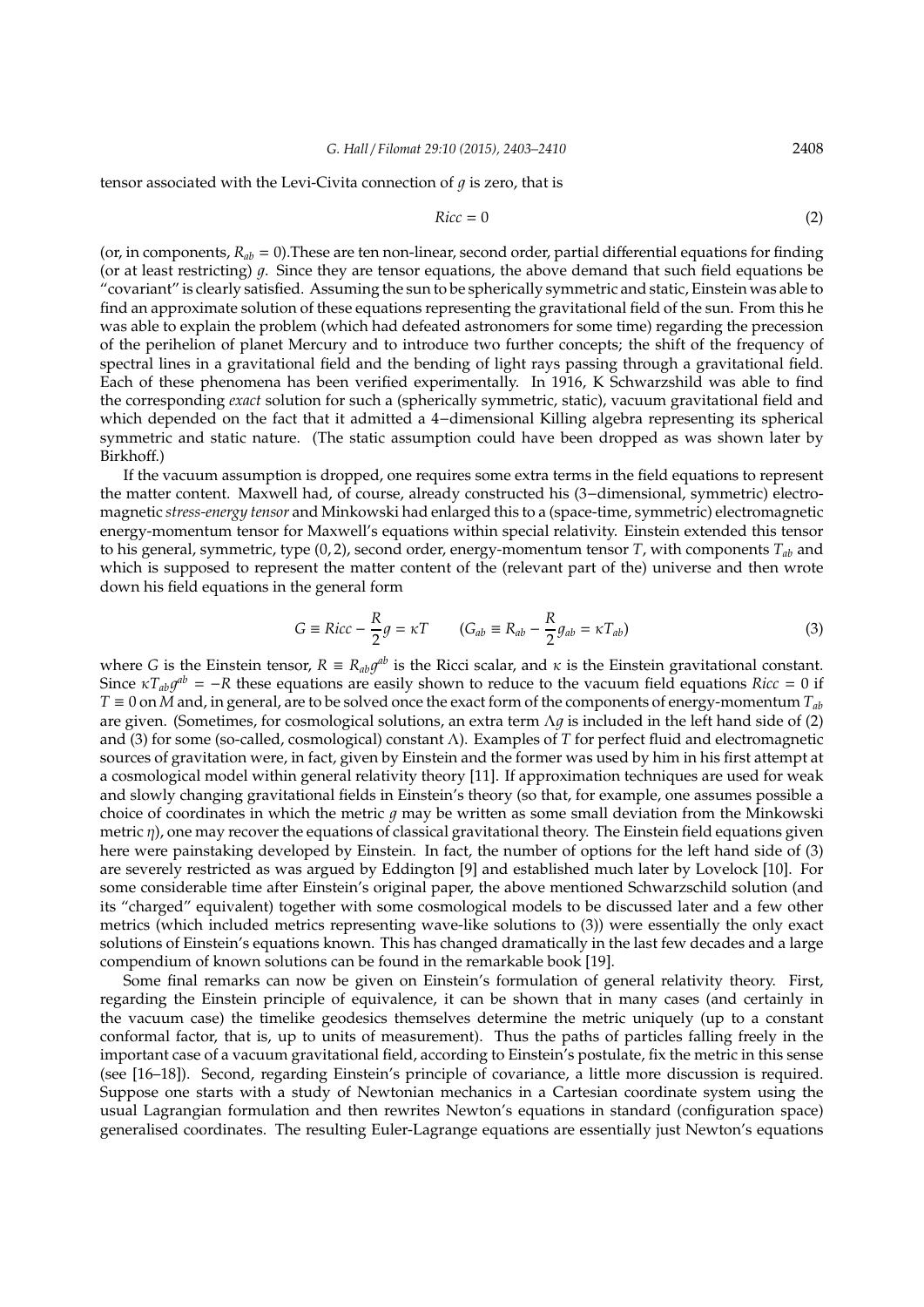tensor associated with the Levi-Civita connection of $g$ is zero, that is

$$Ricc = 0 \tag{2}$$

(or, in components, $R_{ab} = 0$).These are ten non-linear, second order, partial differential equations for finding (or at least restricting) $g$. Since they are tensor equations, the above demand that such field equations be "covariant" is clearly satisfied. Assuming the sun to be spherically symmetric and static, Einstein was able to find an approximate solution of these equations representing the gravitational field of the sun. From this he was able to explain the problem (which had defeated astronomers for some time) regarding the precession of the perihelion of planet Mercury and to introduce two further concepts; the shift of the frequency of spectral lines in a gravitational field and the bending of light rays passing through a gravitational field. Each of these phenomena has been verified experimentally. In 1916, K Schwarzshild was able to find the corresponding *exact* solution for such a (spherically symmetric, static), vacuum gravitational field and which depended on the fact that it admitted a 4−dimensional Killing algebra representing its spherical symmetric and static nature. (The static assumption could have been dropped as was shown later by Birkhoff.)

If the vacuum assumption is dropped, one requires some extra terms in the field equations to represent the matter content. Maxwell had, of course, already constructed his (3−dimensional, symmetric) electromagnetic *stress-energy tensor* and Minkowski had enlarged this to a (space-time, symmetric) electromagnetic energy-momentum tensor for Maxwell's equations within special relativity. Einstein extended this tensor to his general, symmetric, type $(0, 2)$, second order, energy-momentum tensor $T$, with components $T_{ab}$ and which is supposed to represent the matter content of the (relevant part of the) universe and then wrote down his field equations in the general form

$$G \equiv Ricc - \frac{R}{2}g = \kappa T \qquad (G_{ab} \equiv R_{ab} - \frac{R}{2}g_{ab} = \kappa T_{ab}) \tag{3}$$

where $G$ is the Einstein tensor, $R \equiv R_{ab}g^{ab}$ is the Ricci scalar, and $\kappa$ is the Einstein gravitational constant. Since $\kappa T_{ab}g^{ab} = -R$ these equations are easily shown to reduce to the vacuum field equations $Ricc = 0$ if $T \equiv 0$ on $M$ and, in general, are to be solved once the exact form of the components of energy-momentum $T_{ab}$ are given. (Sometimes, for cosmological solutions, an extra term $\Lambda g$ is included in the left hand side of (2) and (3) for some (so-called, cosmological) constant $\Lambda$). Examples of $T$ for perfect fluid and electromagnetic sources of gravitation were, in fact, given by Einstein and the former was used by him in his first attempt at a cosmological model within general relativity theory [11]. If approximation techniques are used for weak and slowly changing gravitational fields in Einstein's theory (so that, for example, one assumes possible a choice of coordinates in which the metric $g$ may be written as some small deviation from the Minkowski metric $\eta$), one may recover the equations of classical gravitational theory. The Einstein field equations given here were painstaking developed by Einstein. In fact, the number of options for the left hand side of (3) are severely restricted as was argued by Eddington [9] and established much later by Lovelock [10]. For some considerable time after Einstein's original paper, the above mentioned Schwarzschild solution (and its "charged" equivalent) together with some cosmological models to be discussed later and a few other metrics (which included metrics representing wave-like solutions to (3)) were essentially the only exact solutions of Einstein's equations known. This has changed dramatically in the last few decades and a large compendium of known solutions can be found in the remarkable book [19].

Some final remarks can now be given on Einstein's formulation of general relativity theory. First, regarding the Einstein principle of equivalence, it can be shown that in many cases (and certainly in the vacuum case) the timelike geodesics themselves determine the metric uniquely (up to a constant conformal factor, that is, up to units of measurement). Thus the paths of particles falling freely in the important case of a vacuum gravitational field, according to Einstein's postulate, fix the metric in this sense (see [16–18]). Second, regarding Einstein's principle of covariance, a little more discussion is required. Suppose one starts with a study of Newtonian mechanics in a Cartesian coordinate system using the usual Lagrangian formulation and then rewrites Newton's equations in standard (configuration space) generalised coordinates. The resulting Euler-Lagrange equations are essentially just Newton's equations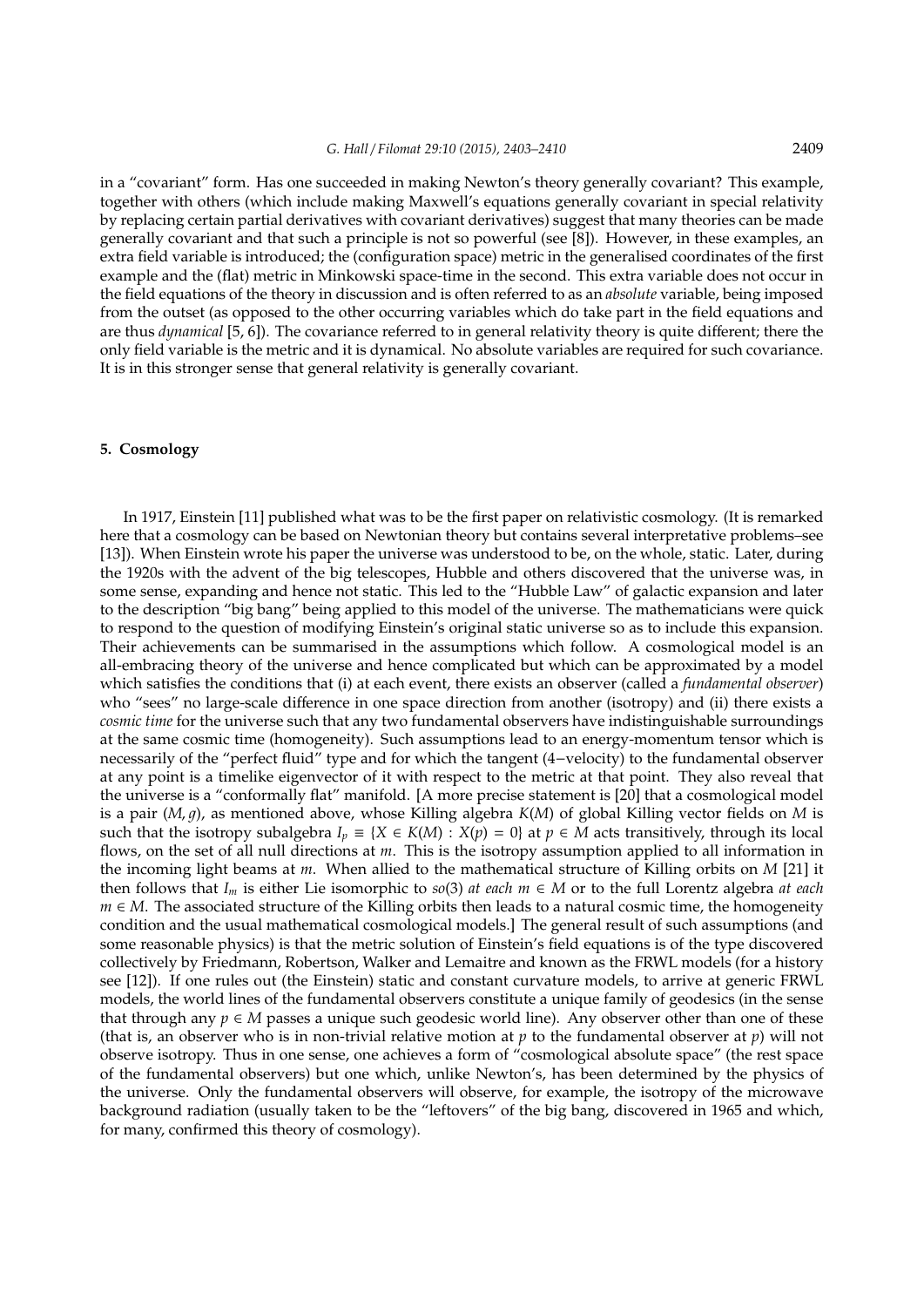in a "covariant" form. Has one succeeded in making Newton's theory generally covariant? This example, together with others (which include making Maxwell's equations generally covariant in special relativity by replacing certain partial derivatives with covariant derivatives) suggest that many theories can be made generally covariant and that such a principle is not so powerful (see [8]). However, in these examples, an extra field variable is introduced; the (configuration space) metric in the generalised coordinates of the first example and the (flat) metric in Minkowski space-time in the second. This extra variable does not occur in the field equations of the theory in discussion and is often referred to as an *absolute* variable, being imposed from the outset (as opposed to the other occurring variables which do take part in the field equations and are thus *dynamical* [5, 6]). The covariance referred to in general relativity theory is quite different; there the only field variable is the metric and it is dynamical. No absolute variables are required for such covariance. It is in this stronger sense that general relativity is generally covariant.

## 5. Cosmology

In 1917, Einstein [11] published what was to be the first paper on relativistic cosmology. (It is remarked here that a cosmology can be based on Newtonian theory but contains several interpretative problems–see [13]). When Einstein wrote his paper the universe was understood to be, on the whole, static. Later, during the 1920s with the advent of the big telescopes, Hubble and others discovered that the universe was, in some sense, expanding and hence not static. This led to the "Hubble Law" of galactic expansion and later to the description "big bang" being applied to this model of the universe. The mathematicians were quick to respond to the question of modifying Einstein's original static universe so as to include this expansion. Their achievements can be summarised in the assumptions which follow. A cosmological model is an all-embracing theory of the universe and hence complicated but which can be approximated by a model which satisfies the conditions that (i) at each event, there exists an observer (called a *fundamental observer*) who "sees" no large-scale difference in one space direction from another (isotropy) and (ii) there exists a *cosmic time* for the universe such that any two fundamental observers have indistinguishable surroundings at the same cosmic time (homogeneity). Such assumptions lead to an energy-momentum tensor which is necessarily of the "perfect fluid" type and for which the tangent (4−velocity) to the fundamental observer at any point is a timelike eigenvector of it with respect to the metric at that point. They also reveal that the universe is a "conformally flat" manifold. [A more precise statement is [20] that a cosmological model is a pair $(M, g)$, as mentioned above, whose Killing algebra $K(M)$ of global Killing vector fields on $M$ is such that the isotropy subalgebra $I_p \equiv \{X \in K(M) : X(p) = 0\}$ at $p \in M$ acts transitively, through its local flows, on the set of all null directions at $m$. This is the isotropy assumption applied to all information in the incoming light beams at $m$. When allied to the mathematical structure of Killing orbits on $M$ [21] it then follows that $I_m$ is either Lie isomorphic to $so(3)$ *at each* $m \in M$ or to the full Lorentz algebra *at each* $m \in M$. The associated structure of the Killing orbits then leads to a natural cosmic time, the homogeneity condition and the usual mathematical cosmological models.] The general result of such assumptions (and some reasonable physics) is that the metric solution of Einstein's field equations is of the type discovered collectively by Friedmann, Robertson, Walker and Lemaitre and known as the FRWL models (for a history see [12]). If one rules out (the Einstein) static and constant curvature models, to arrive at generic FRWL models, the world lines of the fundamental observers constitute a unique family of geodesics (in the sense that through any $p \in M$ passes a unique such geodesic world line). Any observer other than one of these (that is, an observer who is in non-trivial relative motion at $p$ to the fundamental observer at $p$) will not observe isotropy. Thus in one sense, one achieves a form of "cosmological absolute space" (the rest space of the fundamental observers) but one which, unlike Newton's, has been determined by the physics of the universe. Only the fundamental observers will observe, for example, the isotropy of the microwave background radiation (usually taken to be the "leftovers" of the big bang, discovered in 1965 and which, for many, confirmed this theory of cosmology).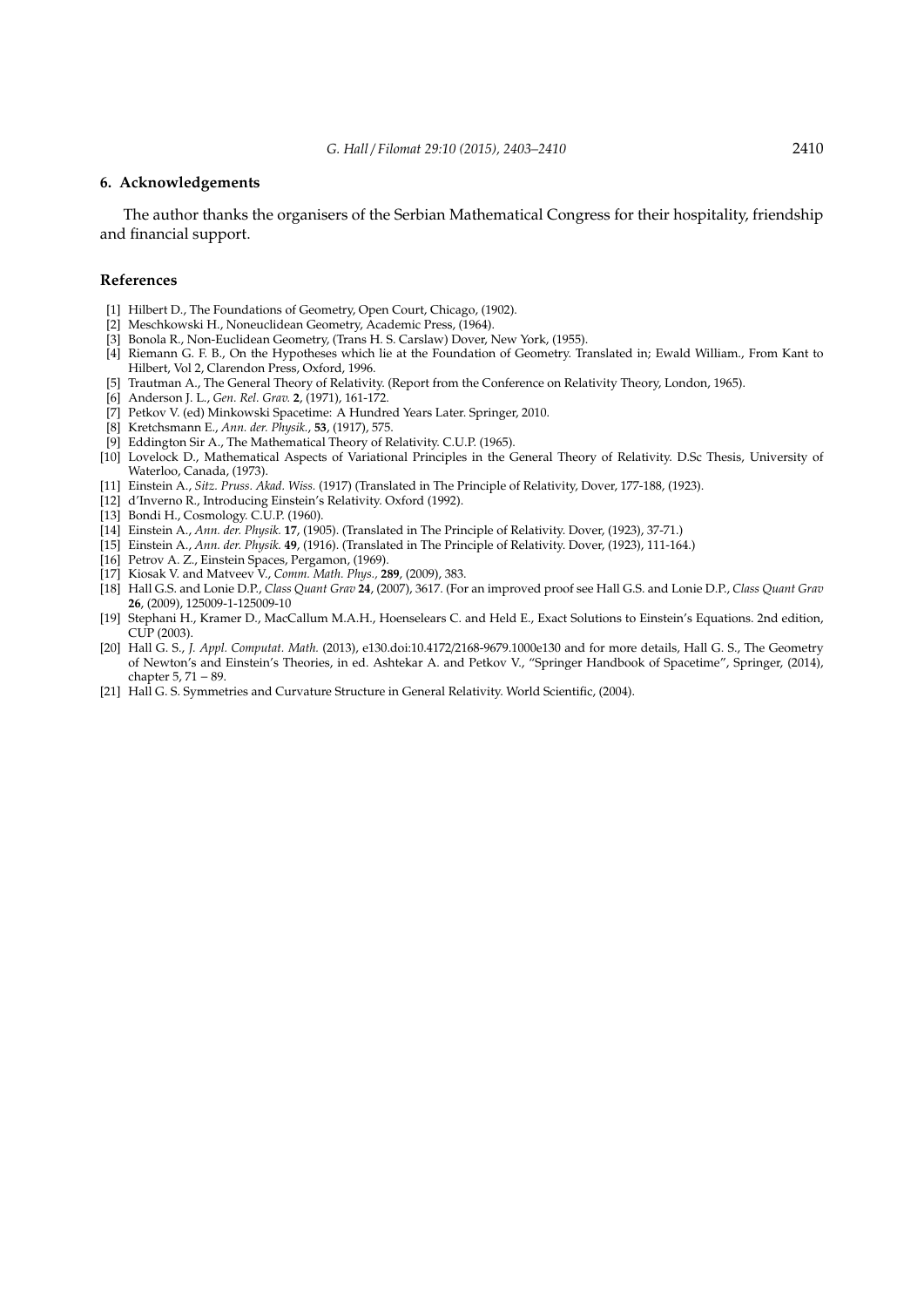## 6. Acknowledgements

The author thanks the organisers of the Serbian Mathematical Congress for their hospitality, friendship and financial support.

## References

[1] Hilbert D., The Foundations of Geometry, Open Court, Chicago, (1902).

[2] Meschkowski H., Noneuclidean Geometry, Academic Press, (1964).

[3] Bonola R., Non-Euclidean Geometry, (Trans H. S. Carslaw) Dover, New York, (1955).

[4] Riemann G. F. B., On the Hypotheses which lie at the Foundation of Geometry. Translated in; Ewald William., From Kant to Hilbert, Vol 2, Clarendon Press, Oxford, 1996.

[5] Trautman A., The General Theory of Relativity. (Report from the Conference on Relativity Theory, London, 1965).

[6] Anderson J. L., *Gen. Rel. Grav.* **2**, (1971), 161-172.

[7] Petkov V. (ed) Minkowski Spacetime: A Hundred Years Later. Springer, 2010.

[8] Kretchsmann E., *Ann. der. Physik.*, **53**, (1917), 575.

[9] Eddington Sir A., The Mathematical Theory of Relativity. C.U.P. (1965).

[10] Lovelock D., Mathematical Aspects of Variational Principles in the General Theory of Relativity. D.Sc Thesis, University of Waterloo, Canada, (1973).

[11] Einstein A., *Sitz. Pruss. Akad. Wiss.* (1917) (Translated in The Principle of Relativity, Dover, 177-188, (1923).

[12] d'Inverno R., Introducing Einstein's Relativity. Oxford (1992).

[13] Bondi H., Cosmology. C.U.P. (1960).

[14] Einstein A., *Ann. der. Physik.* **17**, (1905). (Translated in The Principle of Relativity. Dover, (1923), 37-71.)

[15] Einstein A., *Ann. der. Physik.* **49**, (1916). (Translated in The Principle of Relativity. Dover, (1923), 111-164.)

[16] Petrov A. Z., Einstein Spaces, Pergamon, (1969).

[17] Kiosak V. and Matveev V., *Comm. Math. Phys.*, **289**, (2009), 383.

[18] Hall G.S. and Lonie D.P., *Class Quant Grav* **24**, (2007), 3617. (For an improved proof see Hall G.S. and Lonie D.P., *Class Quant Grav* **26**, (2009), 125009-1-125009-10

[19] Stephani H., Kramer D., MacCallum M.A.H., Hoenselears C. and Held E., Exact Solutions to Einstein's Equations. 2nd edition, CUP (2003).

[20] Hall G. S., *J. Appl. Computat. Math.* (2013), e130.doi:10.4172/2168-9679.1000e130 and for more details, Hall G. S., The Geometry of Newton's and Einstein's Theories, in ed. Ashtekar A. and Petkov V., "Springer Handbook of Spacetime", Springer, (2014), chapter 5, 71 – 89.

[21] Hall G. S. Symmetries and Curvature Structure in General Relativity. World Scientific, (2004).